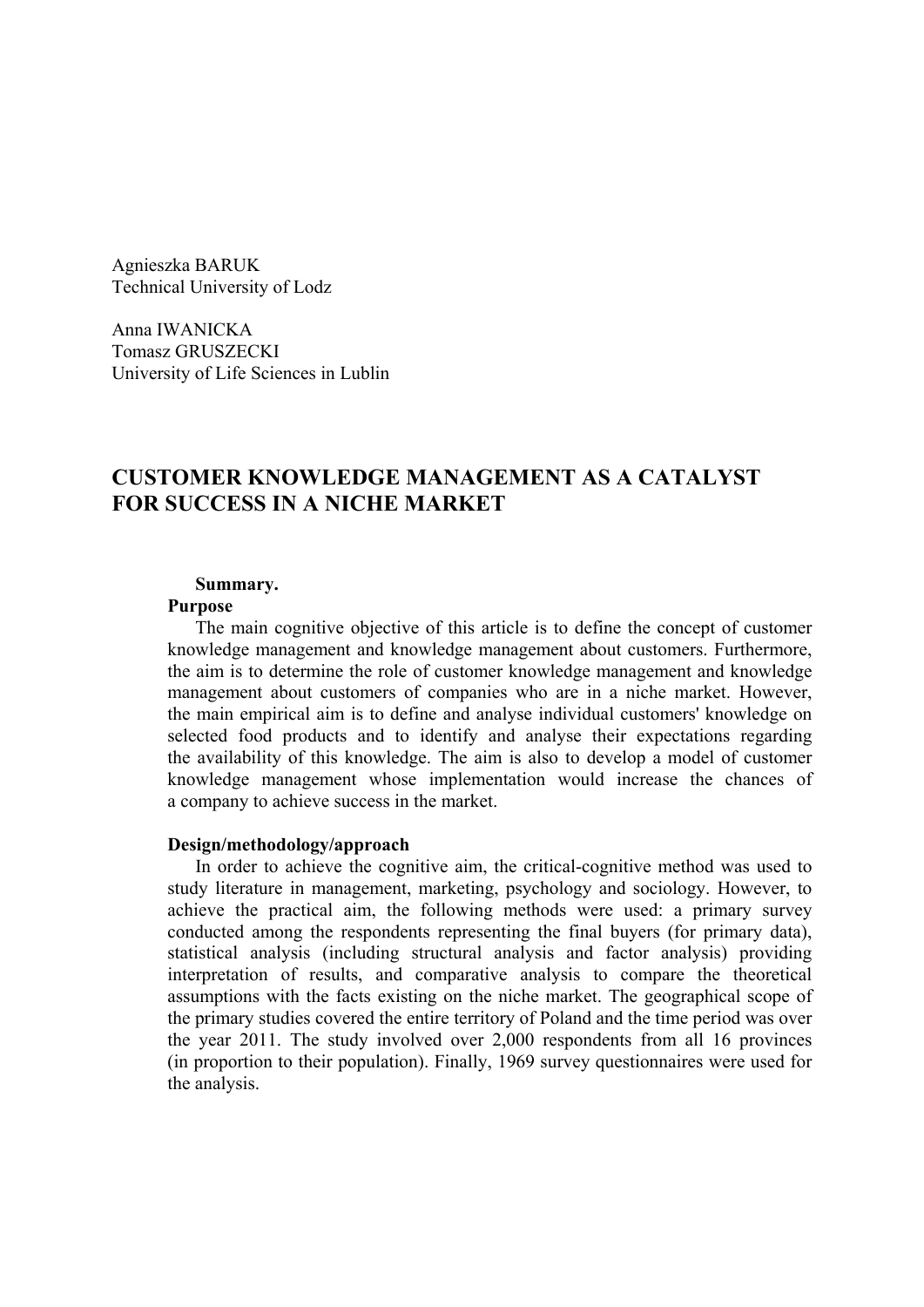Agnieszka BARUK
Technical University of Lodz

Anna IWANICKA
Tomasz GRUSZECKI
University of Life Sciences in Lublin

# CUSTOMER KNOWLEDGE MANAGEMENT AS A CATALYST FOR SUCCESS IN A NICHE MARKET

**Summary.**

**Purpose**

The main cognitive objective of this article is to define the concept of customer knowledge management and knowledge management about customers. Furthermore, the aim is to determine the role of customer knowledge management and knowledge management about customers of companies who are in a niche market. However, the main empirical aim is to define and analyse individual customers' knowledge on selected food products and to identify and analyse their expectations regarding the availability of this knowledge. The aim is also to develop a model of customer knowledge management whose implementation would increase the chances of a company to achieve success in the market.

**Design/methodology/approach**

In order to achieve the cognitive aim, the critical-cognitive method was used to study literature in management, marketing, psychology and sociology. However, to achieve the practical aim, the following methods were used: a primary survey conducted among the respondents representing the final buyers (for primary data), statistical analysis (including structural analysis and factor analysis) providing interpretation of results, and comparative analysis to compare the theoretical assumptions with the facts existing on the niche market. The geographical scope of the primary studies covered the entire territory of Poland and the time period was over the year 2011. The study involved over 2,000 respondents from all 16 provinces (in proportion to their population). Finally, 1969 survey questionnaires were used for the analysis.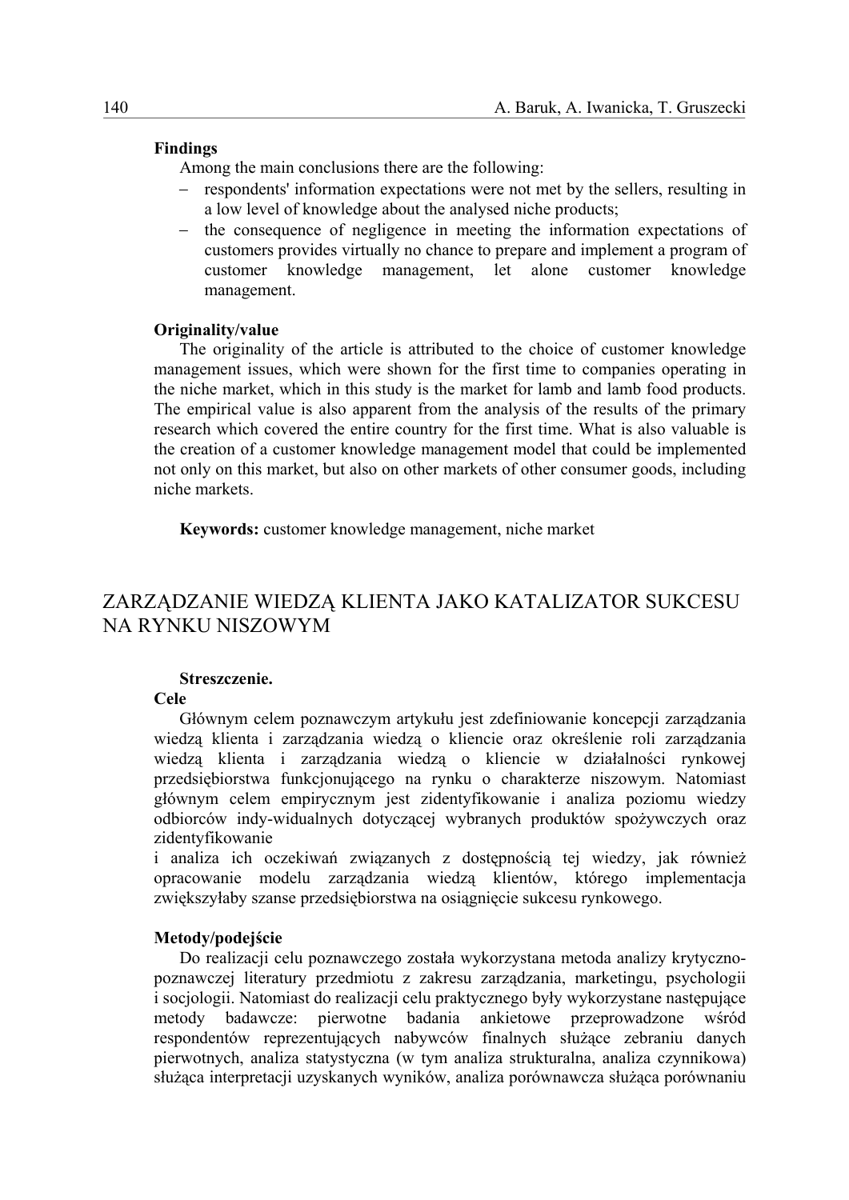**Findings**

Among the main conclusions there are the following:

- respondents' information expectations were not met by the sellers, resulting in a low level of knowledge about the analysed niche products;
- the consequence of negligence in meeting the information expectations of customers provides virtually no chance to prepare and implement a program of customer knowledge management, let alone customer knowledge management.

**Originality/value**

The originality of the article is attributed to the choice of customer knowledge management issues, which were shown for the first time to companies operating in the niche market, which in this study is the market for lamb and lamb food products. The empirical value is also apparent from the analysis of the results of the primary research which covered the entire country for the first time. What is also valuable is the creation of a customer knowledge management model that could be implemented not only on this market, but also on other markets of other consumer goods, including niche markets.

**Keywords:** customer knowledge management, niche market

## ZARZĄDZANIE WIEDZĄ KLIENTA JAKO KATALIZATOR SUKCESU NA RYNKU NISZOWYM

**Streszczenie.**

**Cele**

Głównym celem poznawczym artykułu jest zdefiniowanie koncepcji zarządzania wiedzą klienta i zarządzania wiedzą o kliencie oraz określenie roli zarządzania wiedzą klienta i zarządzania wiedzą o kliencie w działalności rynkowej przedsiębiorstwa funkcjonującego na rynku o charakterze niszowym. Natomiast głównym celem empirycznym jest zidentyfikowanie i analiza poziomu wiedzy odbiorców indy-widualnych dotyczącej wybranych produktów spożywczych oraz zidentyfikowanie
i analiza ich oczekiwań związanych z dostępnością tej wiedzy, jak również opracowanie modelu zarządzania wiedzą klientów, którego implementacja zwiększyłaby szanse przedsiębiorstwa na osiągnięcie sukcesu rynkowego.

**Metody/podejście**

Do realizacji celu poznawczego została wykorzystana metoda analizy krytyczno-poznawczej literatury przedmiotu z zakresu zarządzania, marketingu, psychologii i socjologii. Natomiast do realizacji celu praktycznego były wykorzystane następujące metody badawcze: pierwotne badania ankietowe przeprowadzone wśród respondentów reprezentujących nabywców finalnych służące zebraniu danych pierwotnych, analiza statystyczna (w tym analiza strukturalna, analiza czynnikowa) służąca interpretacji uzyskanych wyników, analiza porównawcza służąca porównaniu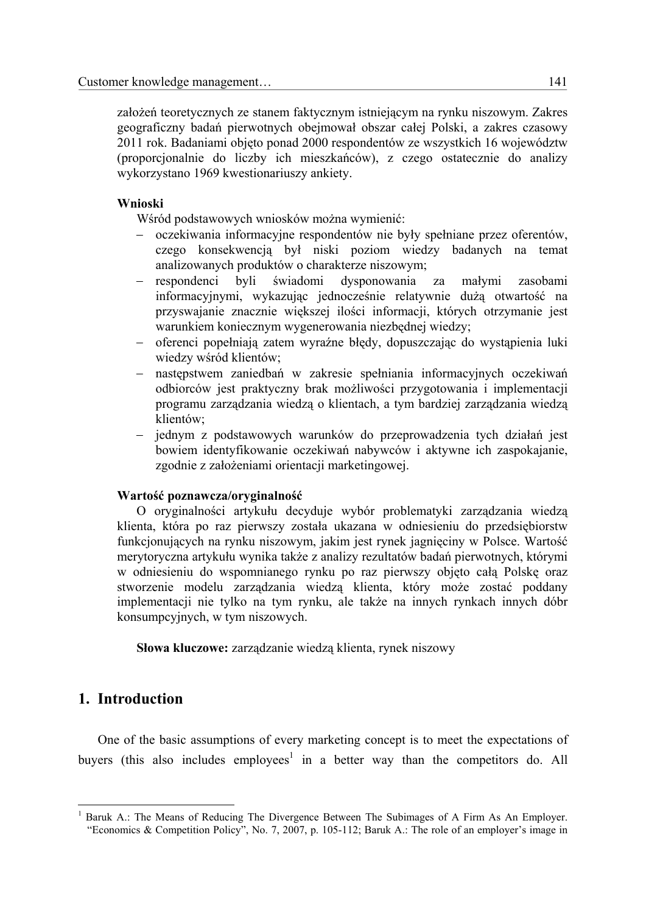założeń teoretycznych ze stanem faktycznym istniejącym na rynku niszowym. Zakres geograficzny badań pierwotnych obejmował obszar całej Polski, a zakres czasowy 2011 rok. Badaniami objęto ponad 2000 respondentów ze wszystkich 16 województw (proporcjonalnie do liczby ich mieszkańców), z czego ostatecznie do analizy wykorzystano 1969 kwestionariuszy ankiety.

**Wnioski**

Wśród podstawowych wniosków można wymienić:

- oczekiwania informacyjne respondentów nie były spełniane przez oferentów, czego konsekwencją był niski poziom wiedzy badanych na temat analizowanych produktów o charakterze niszowym;
- respondenci byli świadomi dysponowania za małymi zasobami informacyjnymi, wykazując jednocześnie relatywnie dużą otwartość na przyswajanie znacznie większej ilości informacji, których otrzymanie jest warunkiem koniecznym wygenerowania niezbędnej wiedzy;
- oferenci popełniają zatem wyraźne błędy, dopuszczając do wystąpienia luki wiedzy wśród klientów;
- następstwem zaniedbań w zakresie spełniania informacyjnych oczekiwań odbiorców jest praktyczny brak możliwości przygotowania i implementacji programu zarządzania wiedzą o klientach, a tym bardziej zarządzania wiedzą klientów;
- jednym z podstawowych warunków do przeprowadzenia tych działań jest bowiem identyfikowanie oczekiwań nabywców i aktywne ich zaspokajanie, zgodnie z założeniami orientacji marketingowej.

**Wartość poznawcza/oryginalność**

O oryginalności artykułu decyduje wybór problematyki zarządzania wiedzą klienta, która po raz pierwszy została ukazana w odniesieniu do przedsiębiorstw funkcjonujących na rynku niszowym, jakim jest rynek jagnięciny w Polsce. Wartość merytoryczna artykułu wynika także z analizy rezultatów badań pierwotnych, którymi w odniesieniu do wspomnianego rynku po raz pierwszy objęto całą Polskę oraz stworzenie modelu zarządzania wiedzą klienta, który może zostać poddany implementacji nie tylko na tym rynku, ale także na innych rynkach innych dóbr konsumpcyjnych, w tym niszowych.

**Słowa kluczowe:** zarządzanie wiedzą klienta, rynek niszowy

## 1. Introduction

One of the basic assumptions of every marketing concept is to meet the expectations of buyers (this also includes employees[1] in a better way than the competitors do. All

[1] Baruk A.: The Means of Reducing The Divergence Between The Subimages of A Firm As An Employer. "Economics & Competition Policy", No. 7, 2007, p. 105-112; Baruk A.: The role of an employer's image in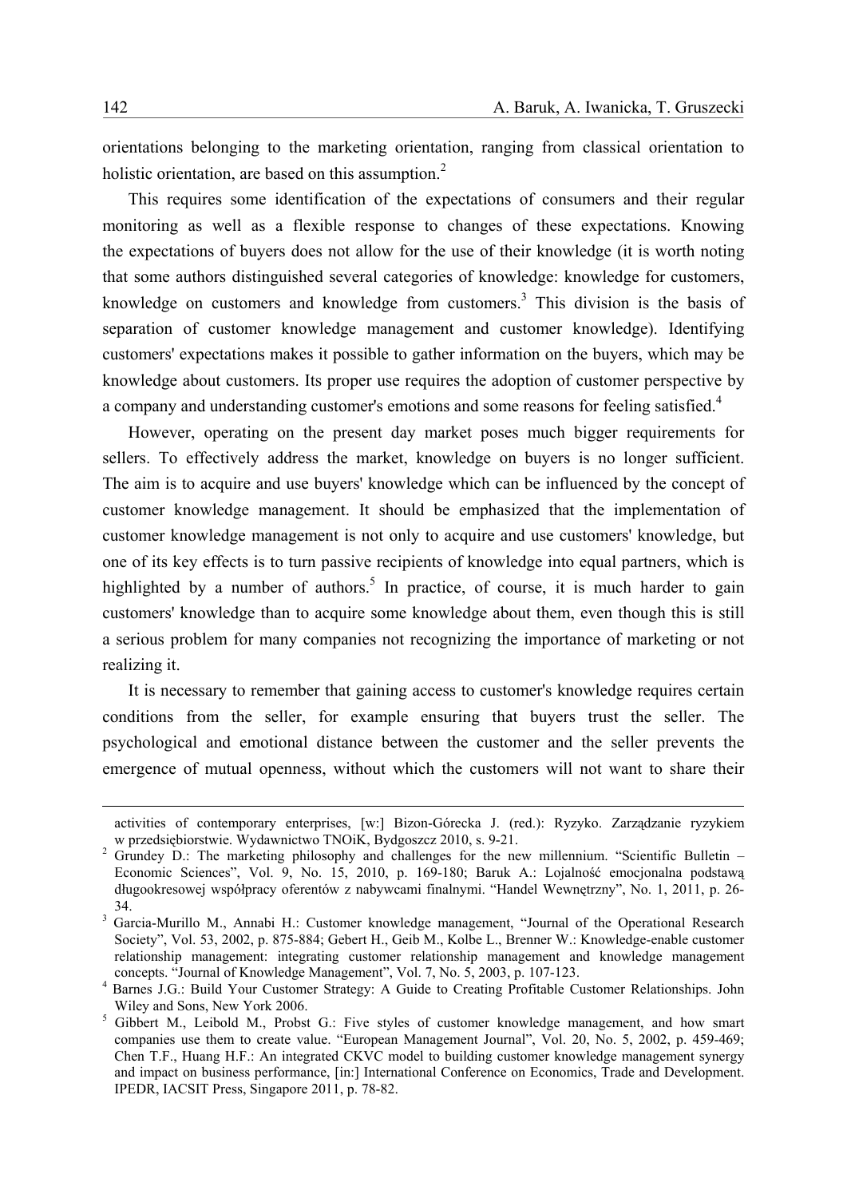orientations belonging to the marketing orientation, ranging from classical orientation to holistic orientation, are based on this assumption.[2]

This requires some identification of the expectations of consumers and their regular monitoring as well as a flexible response to changes of these expectations. Knowing the expectations of buyers does not allow for the use of their knowledge (it is worth noting that some authors distinguished several categories of knowledge: knowledge for customers, knowledge on customers and knowledge from customers.[3] This division is the basis of separation of customer knowledge management and customer knowledge). Identifying customers' expectations makes it possible to gather information on the buyers, which may be knowledge about customers. Its proper use requires the adoption of customer perspective by a company and understanding customer's emotions and some reasons for feeling satisfied.[4]

However, operating on the present day market poses much bigger requirements for sellers. To effectively address the market, knowledge on buyers is no longer sufficient. The aim is to acquire and use buyers' knowledge which can be influenced by the concept of customer knowledge management. It should be emphasized that the implementation of customer knowledge management is not only to acquire and use customers' knowledge, but one of its key effects is to turn passive recipients of knowledge into equal partners, which is highlighted by a number of authors.[5] In practice, of course, it is much harder to gain customers' knowledge than to acquire some knowledge about them, even though this is still a serious problem for many companies not recognizing the importance of marketing or not realizing it.

It is necessary to remember that gaining access to customer's knowledge requires certain conditions from the seller, for example ensuring that buyers trust the seller. The psychological and emotional distance between the customer and the seller prevents the emergence of mutual openness, without which the customers will not want to share their

---

activities of contemporary enterprises, [w:] Bizon-Górecka J. (red.): Ryzyko. Zarządzanie ryzykiem w przedsiębiorstwie. Wydawnictwo TNOiK, Bydgoszcz 2010, s. 9-21.

[2] Grundey D.: The marketing philosophy and challenges for the new millennium. "Scientific Bulletin – Economic Sciences", Vol. 9, No. 15, 2010, p. 169-180; Baruk A.: Lojalność emocjonalna podstawą długookresowej współpracy oferentów z nabywcami finalnymi. "Handel Wewnętrzny", No. 1, 2011, p. 26-34.

[3] Garcia-Murillo M., Annabi H.: Customer knowledge management, "Journal of the Operational Research Society", Vol. 53, 2002, p. 875-884; Gebert H., Geib M., Kolbe L., Brenner W.: Knowledge-enable customer relationship management: integrating customer relationship management and knowledge management concepts. "Journal of Knowledge Management", Vol. 7, No. 5, 2003, p. 107-123.

[4] Barnes J.G.: Build Your Customer Strategy: A Guide to Creating Profitable Customer Relationships. John Wiley and Sons, New York 2006.

[5] Gibbert M., Leibold M., Probst G.: Five styles of customer knowledge management, and how smart companies use them to create value. "European Management Journal", Vol. 20, No. 5, 2002, p. 459-469; Chen T.F., Huang H.F.: An integrated CKVC model to building customer knowledge management synergy and impact on business performance, [in:] International Conference on Economics, Trade and Development. IPEDR, IACSIT Press, Singapore 2011, p. 78-82.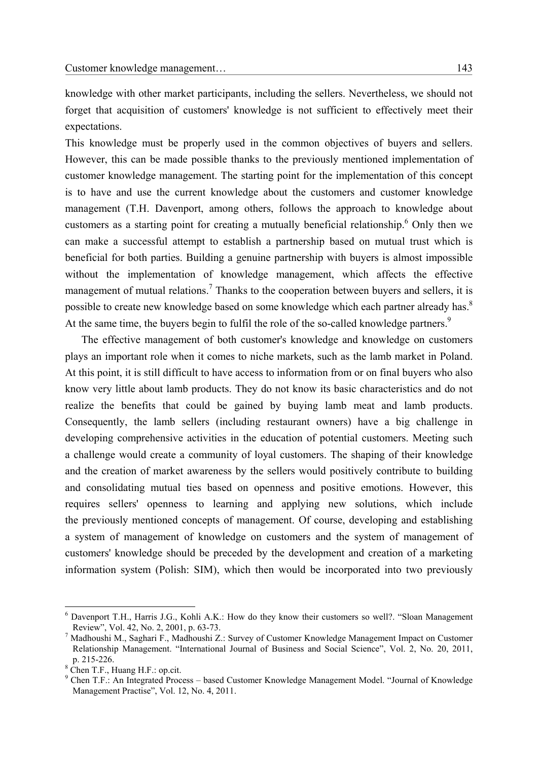knowledge with other market participants, including the sellers. Nevertheless, we should not forget that acquisition of customers' knowledge is not sufficient to effectively meet their expectations.

This knowledge must be properly used in the common objectives of buyers and sellers. However, this can be made possible thanks to the previously mentioned implementation of customer knowledge management. The starting point for the implementation of this concept is to have and use the current knowledge about the customers and customer knowledge management (T.H. Davenport, among others, follows the approach to knowledge about customers as a starting point for creating a mutually beneficial relationship.[6] Only then we can make a successful attempt to establish a partnership based on mutual trust which is beneficial for both parties. Building a genuine partnership with buyers is almost impossible without the implementation of knowledge management, which affects the effective management of mutual relations.[7] Thanks to the cooperation between buyers and sellers, it is possible to create new knowledge based on some knowledge which each partner already has.[8] At the same time, the buyers begin to fulfil the role of the so-called knowledge partners.[9]

The effective management of both customer's knowledge and knowledge on customers plays an important role when it comes to niche markets, such as the lamb market in Poland. At this point, it is still difficult to have access to information from or on final buyers who also know very little about lamb products. They do not know its basic characteristics and do not realize the benefits that could be gained by buying lamb meat and lamb products. Consequently, the lamb sellers (including restaurant owners) have a big challenge in developing comprehensive activities in the education of potential customers. Meeting such a challenge would create a community of loyal customers. The shaping of their knowledge and the creation of market awareness by the sellers would positively contribute to building and consolidating mutual ties based on openness and positive emotions. However, this requires sellers' openness to learning and applying new solutions, which include the previously mentioned concepts of management. Of course, developing and establishing a system of management of knowledge on customers and the system of management of customers' knowledge should be preceded by the development and creation of a marketing information system (Polish: SIM), which then would be incorporated into two previously

[6] Davenport T.H., Harris J.G., Kohli A.K.: How do they know their customers so well?. "Sloan Management Review", Vol. 42, No. 2, 2001, p. 63-73.

[7] Madhoushi M., Saghari F., Madhoushi Z.: Survey of Customer Knowledge Management Impact on Customer Relationship Management. "International Journal of Business and Social Science", Vol. 2, No. 20, 2011, p. 215-226.

[8] Chen T.F., Huang H.F.: op.cit.

[9] Chen T.F.: An Integrated Process – based Customer Knowledge Management Model. "Journal of Knowledge Management Practise", Vol. 12, No. 4, 2011.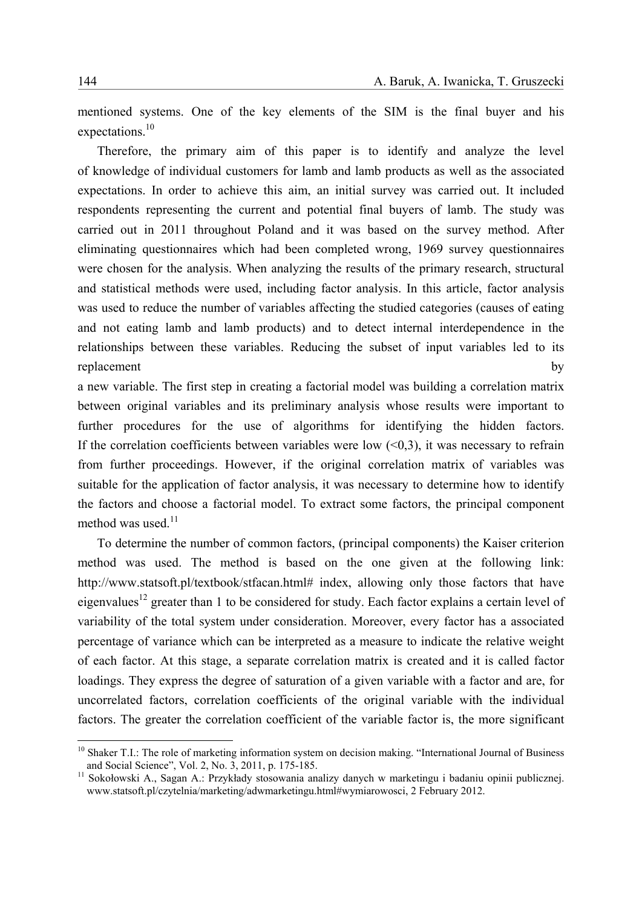mentioned systems. One of the key elements of the SIM is the final buyer and his expectations.[10]

Therefore, the primary aim of this paper is to identify and analyze the level of knowledge of individual customers for lamb and lamb products as well as the associated expectations. In order to achieve this aim, an initial survey was carried out. It included respondents representing the current and potential final buyers of lamb. The study was carried out in 2011 throughout Poland and it was based on the survey method. After eliminating questionnaires which had been completed wrong, 1969 survey questionnaires were chosen for the analysis. When analyzing the results of the primary research, structural and statistical methods were used, including factor analysis. In this article, factor analysis was used to reduce the number of variables affecting the studied categories (causes of eating and not eating lamb and lamb products) and to detect internal interdependence in the relationships between these variables. Reducing the subset of input variables led to its replacement by a new variable. The first step in creating a factorial model was building a correlation matrix between original variables and its preliminary analysis whose results were important to further procedures for the use of algorithms for identifying the hidden factors. If the correlation coefficients between variables were low (<0,3), it was necessary to refrain from further proceedings. However, if the original correlation matrix of variables was suitable for the application of factor analysis, it was necessary to determine how to identify the factors and choose a factorial model. To extract some factors, the principal component method was used.[11]

To determine the number of common factors, (principal components) the Kaiser criterion method was used. The method is based on the one given at the following link: http://www.statsoft.pl/textbook/stfacan.html# index, allowing only those factors that have eigenvalues[12] greater than 1 to be considered for study. Each factor explains a certain level of variability of the total system under consideration. Moreover, every factor has a associated percentage of variance which can be interpreted as a measure to indicate the relative weight of each factor. At this stage, a separate correlation matrix is created and it is called factor loadings. They express the degree of saturation of a given variable with a factor and are, for uncorrelated factors, correlation coefficients of the original variable with the individual factors. The greater the correlation coefficient of the variable factor is, the more significant

---

[10] Shaker T.I.: The role of marketing information system on decision making. "International Journal of Business and Social Science", Vol. 2, No. 3, 2011, p. 175-185.

[11] Sokołowski A., Sagan A.: Przykłady stosowania analizy danych w marketingu i badaniu opinii publicznej. www.statsoft.pl/czytelnia/marketing/adwmarketingu.html#wymiarowosci, 2 February 2012.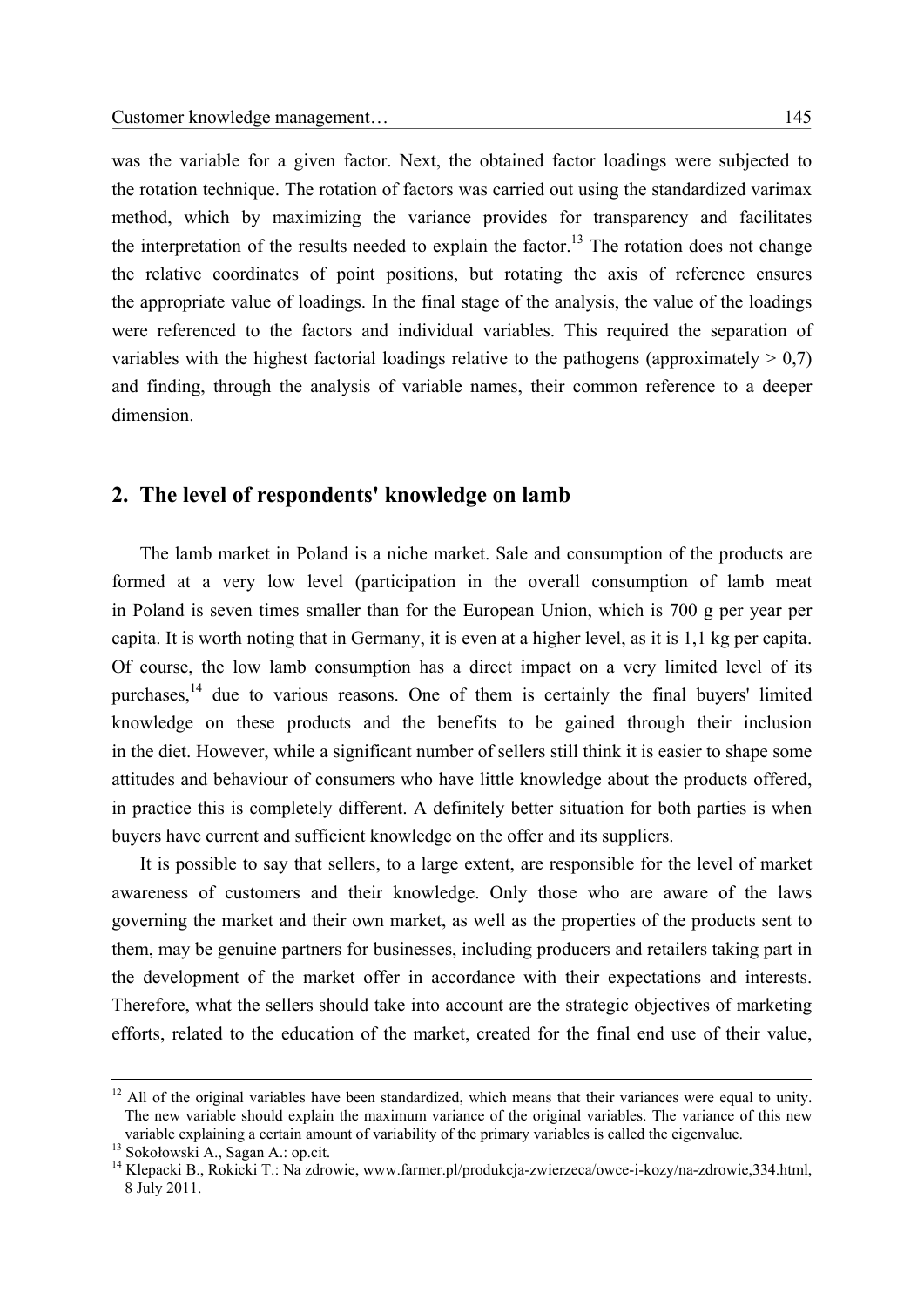was the variable for a given factor. Next, the obtained factor loadings were subjected to the rotation technique. The rotation of factors was carried out using the standardized varimax method, which by maximizing the variance provides for transparency and facilitates the interpretation of the results needed to explain the factor.[13] The rotation does not change the relative coordinates of point positions, but rotating the axis of reference ensures the appropriate value of loadings. In the final stage of the analysis, the value of the loadings were referenced to the factors and individual variables. This required the separation of variables with the highest factorial loadings relative to the pathogens (approximately > 0,7) and finding, through the analysis of variable names, their common reference to a deeper dimension.

## 2. The level of respondents' knowledge on lamb

The lamb market in Poland is a niche market. Sale and consumption of the products are formed at a very low level (participation in the overall consumption of lamb meat in Poland is seven times smaller than for the European Union, which is 700 g per year per capita. It is worth noting that in Germany, it is even at a higher level, as it is 1,1 kg per capita. Of course, the low lamb consumption has a direct impact on a very limited level of its purchases,[14] due to various reasons. One of them is certainly the final buyers' limited knowledge on these products and the benefits to be gained through their inclusion in the diet. However, while a significant number of sellers still think it is easier to shape some attitudes and behaviour of consumers who have little knowledge about the products offered, in practice this is completely different. A definitely better situation for both parties is when buyers have current and sufficient knowledge on the offer and its suppliers.

It is possible to say that sellers, to a large extent, are responsible for the level of market awareness of customers and their knowledge. Only those who are aware of the laws governing the market and their own market, as well as the properties of the products sent to them, may be genuine partners for businesses, including producers and retailers taking part in the development of the market offer in accordance with their expectations and interests. Therefore, what the sellers should take into account are the strategic objectives of marketing efforts, related to the education of the market, created for the final end use of their value,

---

[12] All of the original variables have been standardized, which means that their variances were equal to unity. The new variable should explain the maximum variance of the original variables. The variance of this new variable explaining a certain amount of variability of the primary variables is called the eigenvalue.

[13] Sokołowski A., Sagan A.: op.cit.

[14] Klepacki B., Rokicki T.: Na zdrowie, www.farmer.pl/produkcja-zwierzeca/owce-i-kozy/na-zdrowie,334.html, 8 July 2011.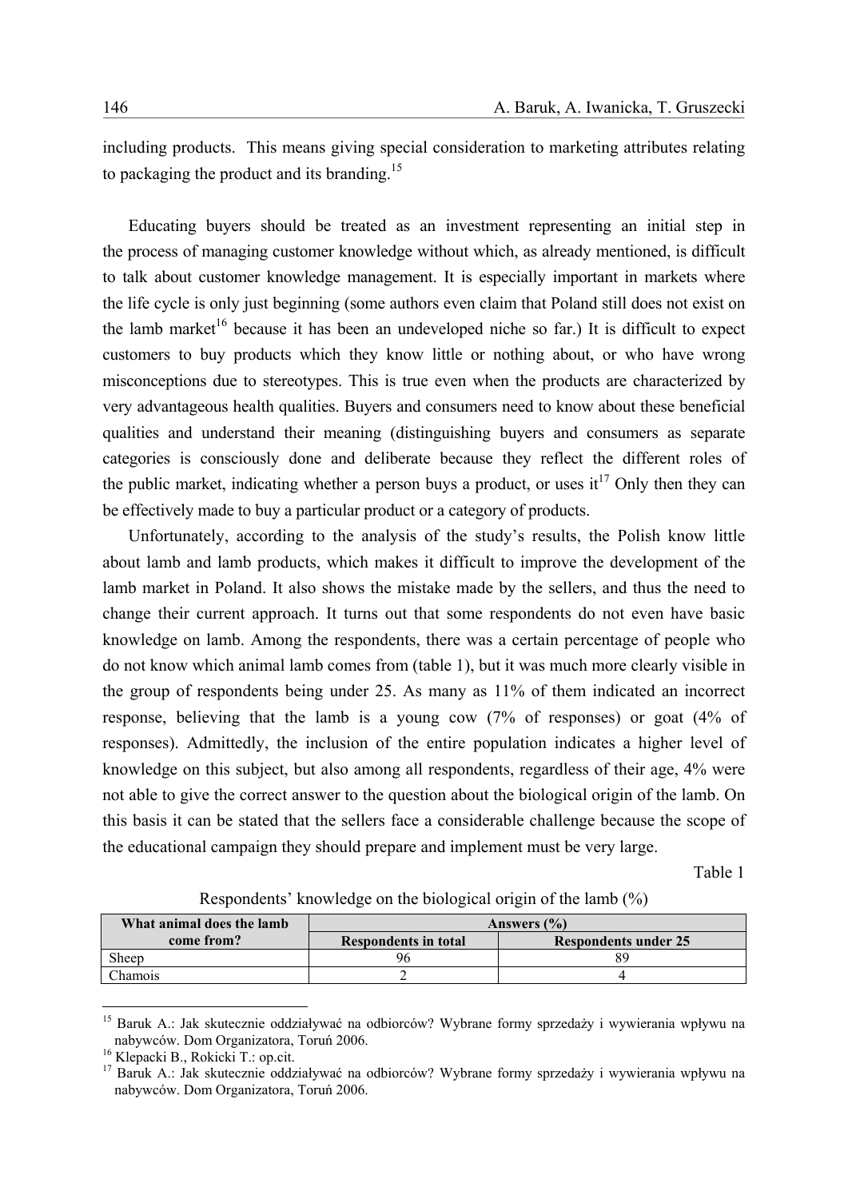including products. This means giving special consideration to marketing attributes relating to packaging the product and its branding.[15]

Educating buyers should be treated as an investment representing an initial step in the process of managing customer knowledge without which, as already mentioned, is difficult to talk about customer knowledge management. It is especially important in markets where the life cycle is only just beginning (some authors even claim that Poland still does not exist on the lamb market[16] because it has been an undeveloped niche so far.) It is difficult to expect customers to buy products which they know little or nothing about, or who have wrong misconceptions due to stereotypes. This is true even when the products are characterized by very advantageous health qualities. Buyers and consumers need to know about these beneficial qualities and understand their meaning (distinguishing buyers and consumers as separate categories is consciously done and deliberate because they reflect the different roles of the public market, indicating whether a person buys a product, or uses it[17] Only then they can be effectively made to buy a particular product or a category of products.

Unfortunately, according to the analysis of the study's results, the Polish know little about lamb and lamb products, which makes it difficult to improve the development of the lamb market in Poland. It also shows the mistake made by the sellers, and thus the need to change their current approach. It turns out that some respondents do not even have basic knowledge on lamb. Among the respondents, there was a certain percentage of people who do not know which animal lamb comes from (table 1), but it was much more clearly visible in the group of respondents being under 25. As many as 11% of them indicated an incorrect response, believing that the lamb is a young cow (7% of responses) or goat (4% of responses). Admittedly, the inclusion of the entire population indicates a higher level of knowledge on this subject, but also among all respondents, regardless of their age, 4% were not able to give the correct answer to the question about the biological origin of the lamb. On this basis it can be stated that the sellers face a considerable challenge because the scope of the educational campaign they should prepare and implement must be very large.

Table 1

Respondents' knowledge on the biological origin of the lamb (%)

| What animal does the lamb come from? | Answers (%) | |
|---|---|---|
| | Respondents in total | Respondents under 25 |
| Sheep | 96 | 89 |
| Chamois | 2 | 4 |

---

[15] Baruk A.: Jak skutecznie oddziaływać na odbiorców? Wybrane formy sprzedaży i wywierania wpływu na nabywców. Dom Organizatora, Toruń 2006.

[16] Klepacki B., Rokicki T.: op.cit.

[17] Baruk A.: Jak skutecznie oddziaływać na odbiorców? Wybrane formy sprzedaży i wywierania wpływu na nabywców. Dom Organizatora, Toruń 2006.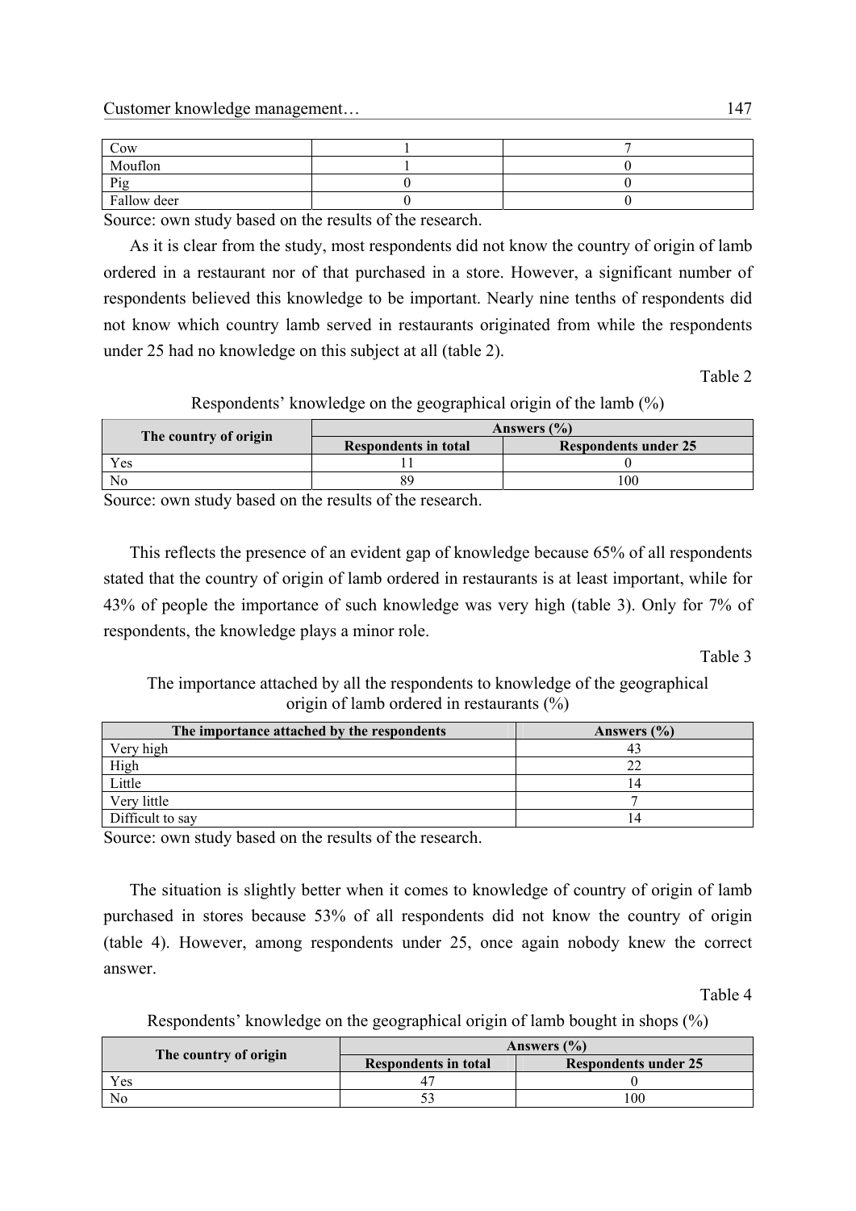| Cow | 1 | 7 |
|---|---|---|
| Mouflon | 1 | 0 |
| Pig | 0 | 0 |
| Fallow deer | 0 | 0 |

Source: own study based on the results of the research.

As it is clear from the study, most respondents did not know the country of origin of lamb ordered in a restaurant nor of that purchased in a store. However, a significant number of respondents believed this knowledge to be important. Nearly nine tenths of respondents did not know which country lamb served in restaurants originated from while the respondents under 25 had no knowledge on this subject at all (table 2).

Table 2

Respondents' knowledge on the geographical origin of the lamb (%)

| The country of origin | Answers (%) | |
|---|---|---|
| | Respondents in total | Respondents under 25 |
| Yes | 11 | 0 |
| No | 89 | 100 |

Source: own study based on the results of the research.

This reflects the presence of an evident gap of knowledge because 65% of all respondents stated that the country of origin of lamb ordered in restaurants is at least important, while for 43% of people the importance of such knowledge was very high (table 3). Only for 7% of respondents, the knowledge plays a minor role.

Table 3

The importance attached by all the respondents to knowledge of the geographical origin of lamb ordered in restaurants (%)

| The importance attached by the respondents | Answers (%) |
|---|---|
| Very high | 43 |
| High | 22 |
| Little | 14 |
| Very little | 7 |
| Difficult to say | 14 |

Source: own study based on the results of the research.

The situation is slightly better when it comes to knowledge of country of origin of lamb purchased in stores because 53% of all respondents did not know the country of origin (table 4). However, among respondents under 25, once again nobody knew the correct answer.

Table 4

Respondents' knowledge on the geographical origin of lamb bought in shops (%)

| The country of origin | Answers (%) | |
|---|---|---|
| | Respondents in total | Respondents under 25 |
| Yes | 47 | 0 |
| No | 53 | 100 |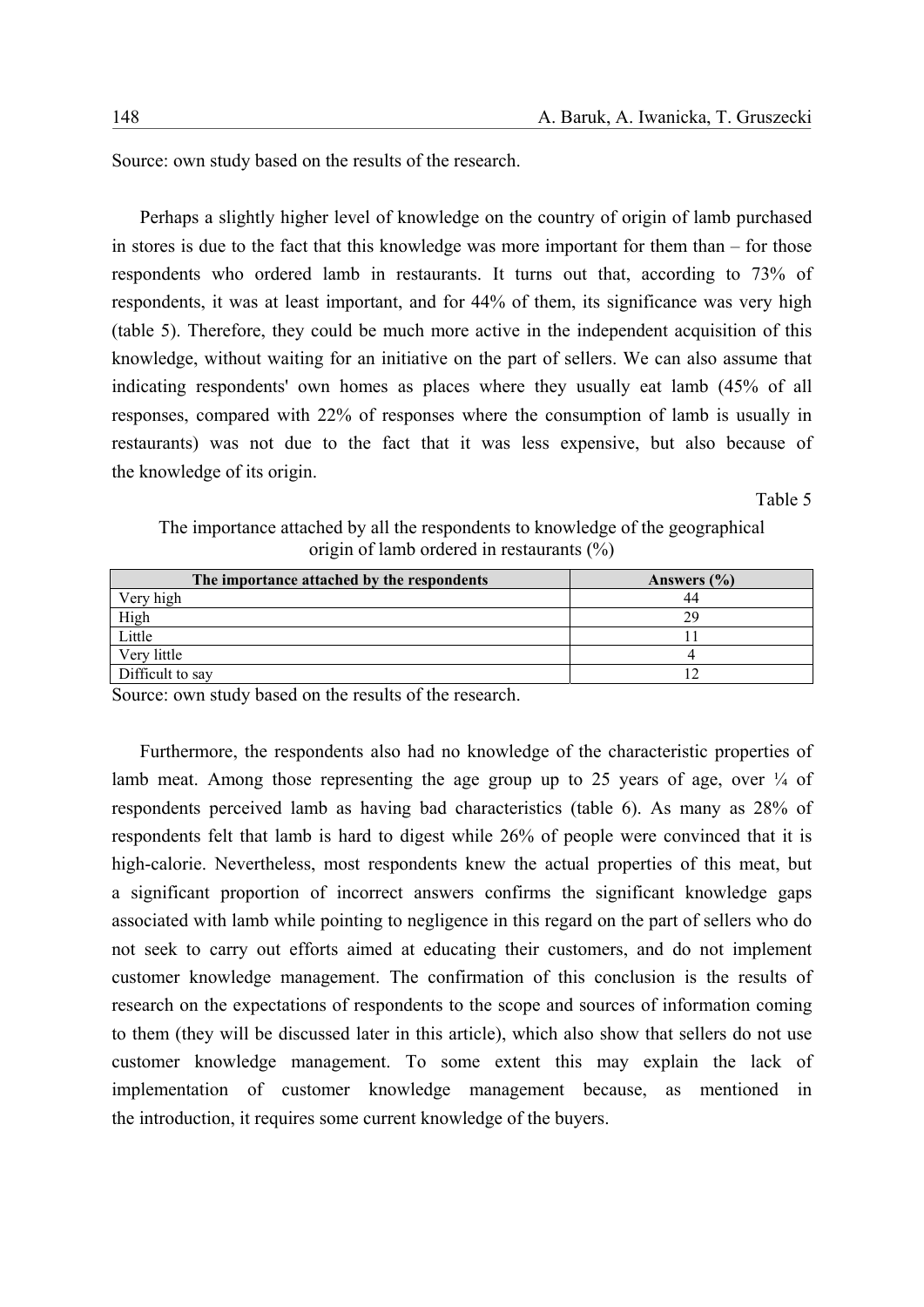Source: own study based on the results of the research.

Perhaps a slightly higher level of knowledge on the country of origin of lamb purchased in stores is due to the fact that this knowledge was more important for them than – for those respondents who ordered lamb in restaurants. It turns out that, according to 73% of respondents, it was at least important, and for 44% of them, its significance was very high (table 5). Therefore, they could be much more active in the independent acquisition of this knowledge, without waiting for an initiative on the part of sellers. We can also assume that indicating respondents' own homes as places where they usually eat lamb (45% of all responses, compared with 22% of responses where the consumption of lamb is usually in restaurants) was not due to the fact that it was less expensive, but also because of the knowledge of its origin.

Table 5

The importance attached by all the respondents to knowledge of the geographical origin of lamb ordered in restaurants (%)

| The importance attached by the respondents | Answers (%) |
|---|---|
| Very high | 44 |
| High | 29 |
| Little | 11 |
| Very little | 4 |
| Difficult to say | 12 |

Source: own study based on the results of the research.

Furthermore, the respondents also had no knowledge of the characteristic properties of lamb meat. Among those representing the age group up to 25 years of age, over ¼ of respondents perceived lamb as having bad characteristics (table 6). As many as 28% of respondents felt that lamb is hard to digest while 26% of people were convinced that it is high-calorie. Nevertheless, most respondents knew the actual properties of this meat, but a significant proportion of incorrect answers confirms the significant knowledge gaps associated with lamb while pointing to negligence in this regard on the part of sellers who do not seek to carry out efforts aimed at educating their customers, and do not implement customer knowledge management. The confirmation of this conclusion is the results of research on the expectations of respondents to the scope and sources of information coming to them (they will be discussed later in this article), which also show that sellers do not use customer knowledge management. To some extent this may explain the lack of implementation of customer knowledge management because, as mentioned in the introduction, it requires some current knowledge of the buyers.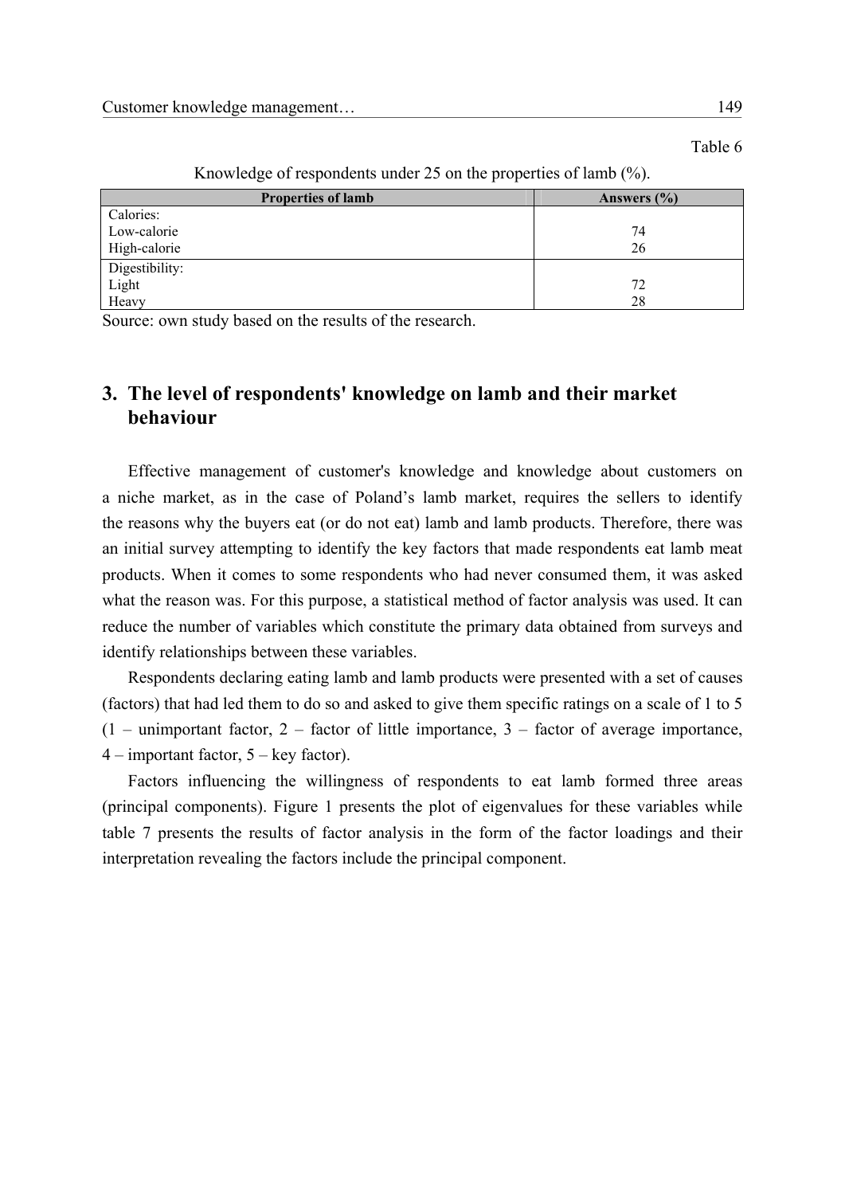Table 6

Knowledge of respondents under 25 on the properties of lamb (%).

| Properties of lamb | Answers (%) |
|---|---|
| Calories: | |
| Low-calorie | 74 |
| High-calorie | 26 |
| Digestibility: | |
| Light | 72 |
| Heavy | 28 |

Source: own study based on the results of the research.

## 3. The level of respondents' knowledge on lamb and their market behaviour

Effective management of customer's knowledge and knowledge about customers on a niche market, as in the case of Poland's lamb market, requires the sellers to identify the reasons why the buyers eat (or do not eat) lamb and lamb products. Therefore, there was an initial survey attempting to identify the key factors that made respondents eat lamb meat products. When it comes to some respondents who had never consumed them, it was asked what the reason was. For this purpose, a statistical method of factor analysis was used. It can reduce the number of variables which constitute the primary data obtained from surveys and identify relationships between these variables.

Respondents declaring eating lamb and lamb products were presented with a set of causes (factors) that had led them to do so and asked to give them specific ratings on a scale of 1 to 5 (1 – unimportant factor, 2 – factor of little importance, 3 – factor of average importance, 4 – important factor, 5 – key factor).

Factors influencing the willingness of respondents to eat lamb formed three areas (principal components). Figure 1 presents the plot of eigenvalues for these variables while table 7 presents the results of factor analysis in the form of the factor loadings and their interpretation revealing the factors include the principal component.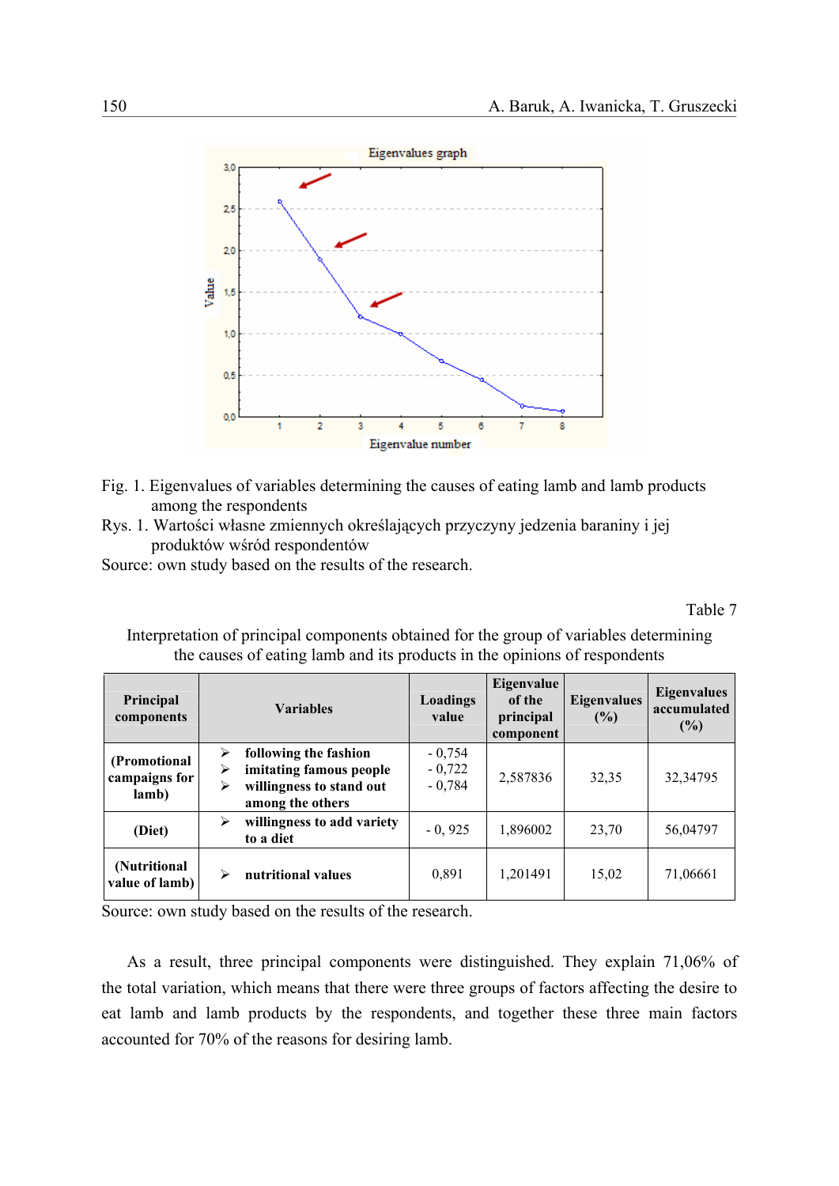Fig. 1. Eigenvalues of variables determining the causes of eating lamb and lamb products among the respondents

Rys. 1. Wartości własne zmiennych określających przyczyny jedzenia baraniny i jej produktów wśród respondentów

Source: own study based on the results of the research.

Table 7

Interpretation of principal components obtained for the group of variables determining the causes of eating lamb and its products in the opinions of respondents

| Principal components | Variables | Loadings value | Eigenvalue of the principal component | Eigenvalues (%) | Eigenvalues accumulated (%) |
|---|---|---|---|---|---|
| (Promotional campaigns for lamb) | ➢ following the fashion<br>➢ imitating famous people<br>➢ willingness to stand out among the others | - 0,754<br>- 0,722<br>- 0,784 | 2,587836 | 32,35 | 32,34795 |
| (Diet) | ➢ willingness to add variety to a diet | - 0, 925 | 1,896002 | 23,70 | 56,04797 |
| (Nutritional value of lamb) | ➢ nutritional values | 0,891 | 1,201491 | 15,02 | 71,06661 |

Source: own study based on the results of the research.

As a result, three principal components were distinguished. They explain 71,06% of the total variation, which means that there were three groups of factors affecting the desire to eat lamb and lamb products by the respondents, and together these three main factors accounted for 70% of the reasons for desiring lamb.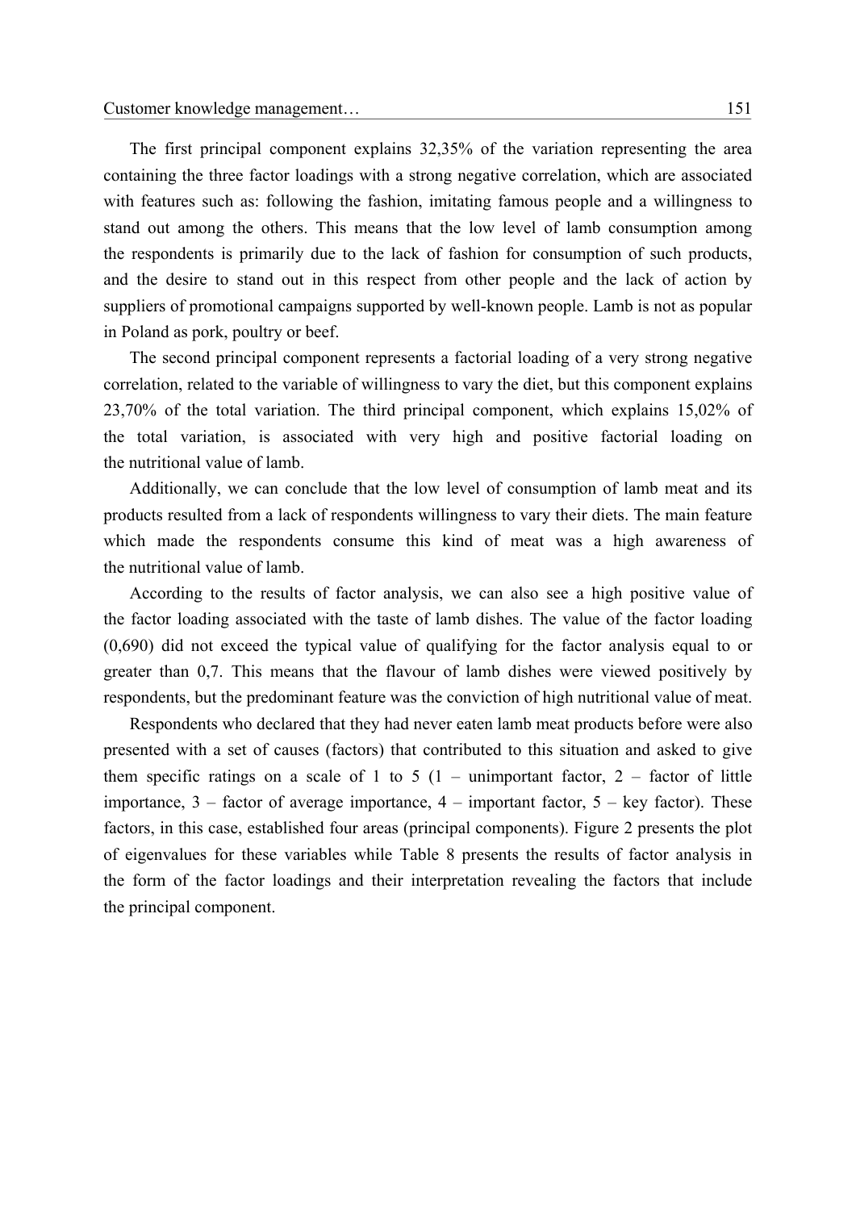The first principal component explains 32,35% of the variation representing the area containing the three factor loadings with a strong negative correlation, which are associated with features such as: following the fashion, imitating famous people and a willingness to stand out among the others. This means that the low level of lamb consumption among the respondents is primarily due to the lack of fashion for consumption of such products, and the desire to stand out in this respect from other people and the lack of action by suppliers of promotional campaigns supported by well-known people. Lamb is not as popular in Poland as pork, poultry or beef.

The second principal component represents a factorial loading of a very strong negative correlation, related to the variable of willingness to vary the diet, but this component explains 23,70% of the total variation. The third principal component, which explains 15,02% of the total variation, is associated with very high and positive factorial loading on the nutritional value of lamb.

Additionally, we can conclude that the low level of consumption of lamb meat and its products resulted from a lack of respondents willingness to vary their diets. The main feature which made the respondents consume this kind of meat was a high awareness of the nutritional value of lamb.

According to the results of factor analysis, we can also see a high positive value of the factor loading associated with the taste of lamb dishes. The value of the factor loading (0,690) did not exceed the typical value of qualifying for the factor analysis equal to or greater than 0,7. This means that the flavour of lamb dishes were viewed positively by respondents, but the predominant feature was the conviction of high nutritional value of meat.

Respondents who declared that they had never eaten lamb meat products before were also presented with a set of causes (factors) that contributed to this situation and asked to give them specific ratings on a scale of 1 to 5 (1 – unimportant factor, 2 – factor of little importance, 3 – factor of average importance, 4 – important factor, 5 – key factor). These factors, in this case, established four areas (principal components). Figure 2 presents the plot of eigenvalues for these variables while Table 8 presents the results of factor analysis in the form of the factor loadings and their interpretation revealing the factors that include the principal component.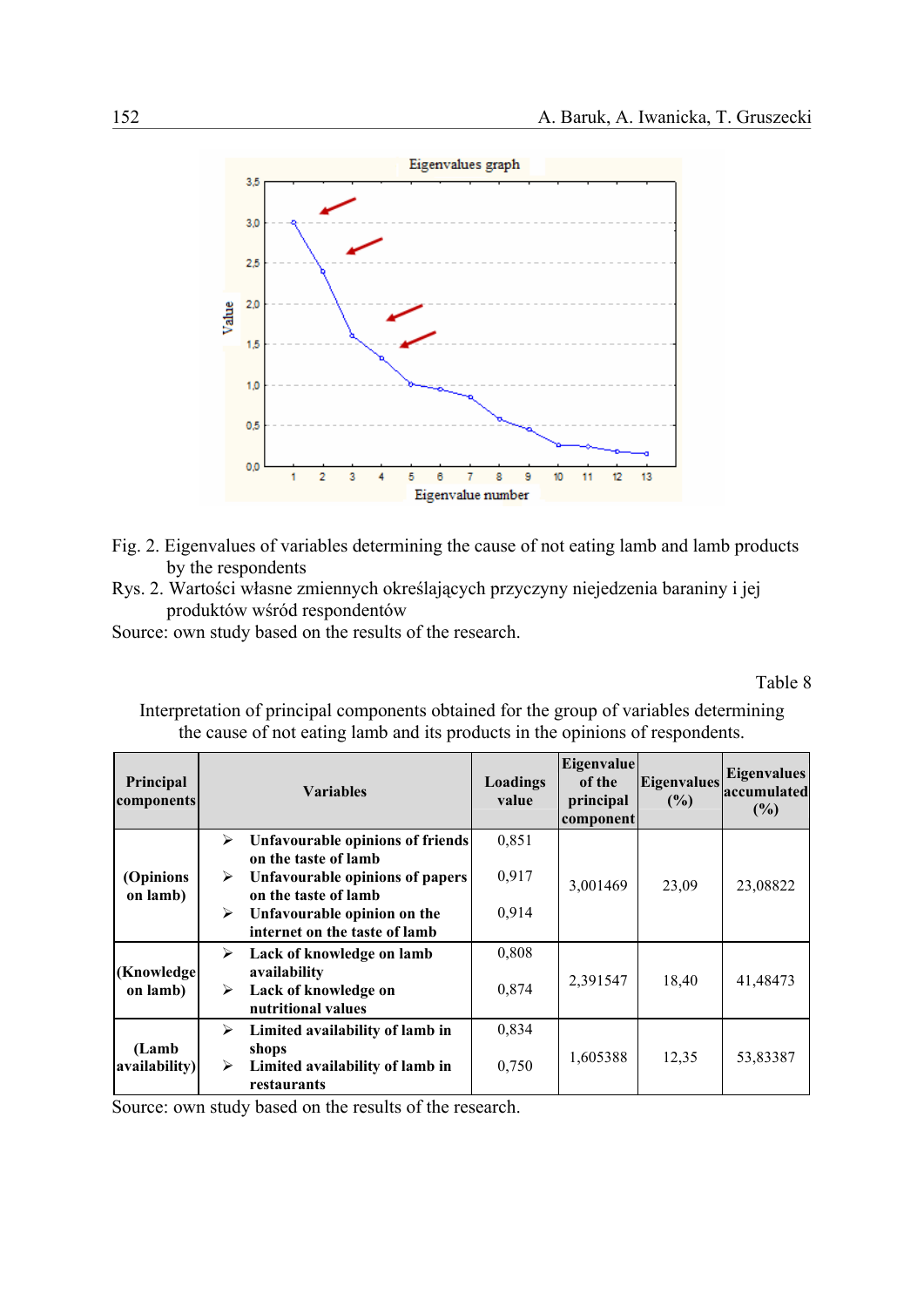Fig. 2. Eigenvalues of variables determining the cause of not eating lamb and lamb products by the respondents

Rys. 2. Wartości własne zmiennych określających przyczyny niejedzenia baraniny i jej produktów wśród respondentów

Source: own study based on the results of the research.

Table 8

Interpretation of principal components obtained for the group of variables determining the cause of not eating lamb and its products in the opinions of respondents.

| Principal components | Variables | Loadings value | Eigenvalue of the principal component | Eigenvalues (%) | Eigenvalues accumulated (%) |
|---|---|---|---|---|---|
| (Opinions on lamb) | ➢ **Unfavourable opinions of friends on the taste of lamb** | 0,851 | 3,001469 | 23,09 | 23,08822 |
| | ➢ **Unfavourable opinions of papers on the taste of lamb** | 0,917 | | | |
| | ➢ **Unfavourable opinion on the internet on the taste of lamb** | 0,914 | | | |
| (Knowledge on lamb) | ➢ **Lack of knowledge on lamb availability** | 0,808 | 2,391547 | 18,40 | 41,48473 |
| | ➢ **Lack of knowledge on nutritional values** | 0,874 | | | |
| (Lamb availability) | ➢ **Limited availability of lamb in shops** | 0,834 | 1,605388 | 12,35 | 53,83387 |
| | ➢ **Limited availability of lamb in restaurants** | 0,750 | | | |

Source: own study based on the results of the research.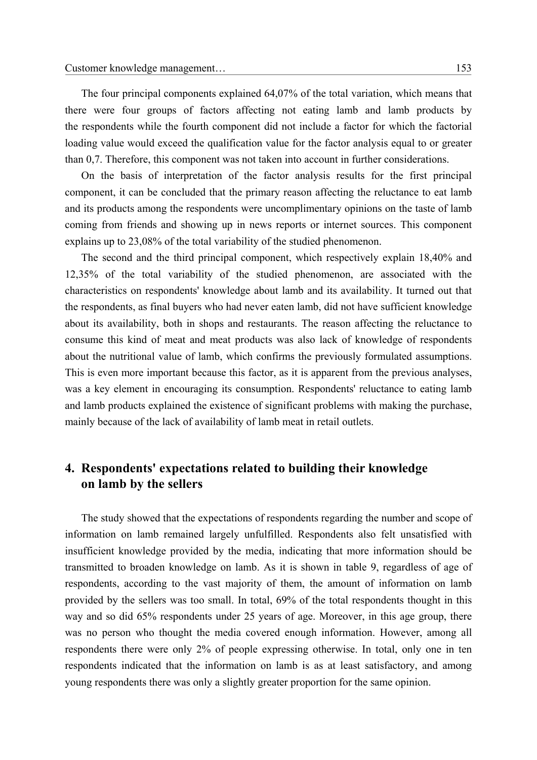The four principal components explained 64,07% of the total variation, which means that there were four groups of factors affecting not eating lamb and lamb products by the respondents while the fourth component did not include a factor for which the factorial loading value would exceed the qualification value for the factor analysis equal to or greater than 0,7. Therefore, this component was not taken into account in further considerations.

On the basis of interpretation of the factor analysis results for the first principal component, it can be concluded that the primary reason affecting the reluctance to eat lamb and its products among the respondents were uncomplimentary opinions on the taste of lamb coming from friends and showing up in news reports or internet sources. This component explains up to 23,08% of the total variability of the studied phenomenon.

The second and the third principal component, which respectively explain 18,40% and 12,35% of the total variability of the studied phenomenon, are associated with the characteristics on respondents' knowledge about lamb and its availability. It turned out that the respondents, as final buyers who had never eaten lamb, did not have sufficient knowledge about its availability, both in shops and restaurants. The reason affecting the reluctance to consume this kind of meat and meat products was also lack of knowledge of respondents about the nutritional value of lamb, which confirms the previously formulated assumptions. This is even more important because this factor, as it is apparent from the previous analyses, was a key element in encouraging its consumption. Respondents' reluctance to eating lamb and lamb products explained the existence of significant problems with making the purchase, mainly because of the lack of availability of lamb meat in retail outlets.

## 4. Respondents' expectations related to building their knowledge on lamb by the sellers

The study showed that the expectations of respondents regarding the number and scope of information on lamb remained largely unfulfilled. Respondents also felt unsatisfied with insufficient knowledge provided by the media, indicating that more information should be transmitted to broaden knowledge on lamb. As it is shown in table 9, regardless of age of respondents, according to the vast majority of them, the amount of information on lamb provided by the sellers was too small. In total, 69% of the total respondents thought in this way and so did 65% respondents under 25 years of age. Moreover, in this age group, there was no person who thought the media covered enough information. However, among all respondents there were only 2% of people expressing otherwise. In total, only one in ten respondents indicated that the information on lamb is as at least satisfactory, and among young respondents there was only a slightly greater proportion for the same opinion.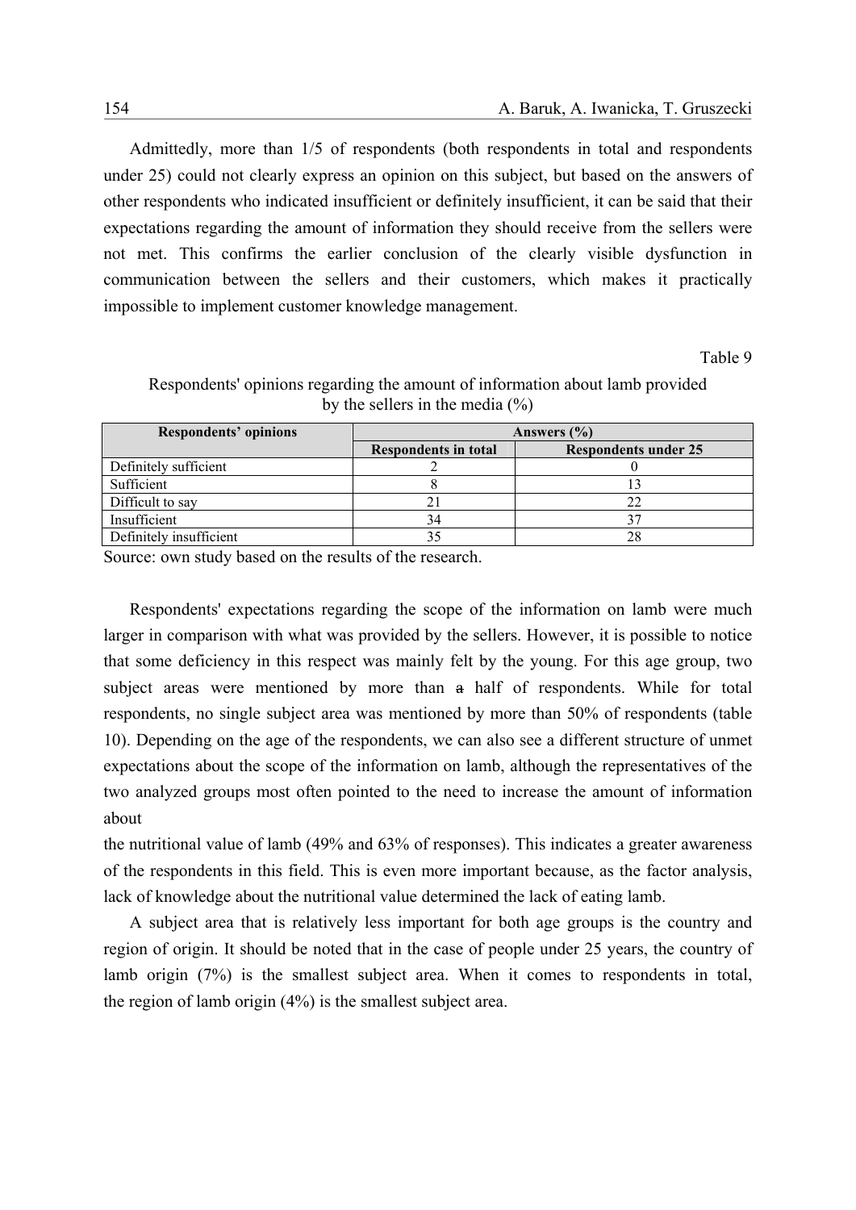Admittedly, more than 1/5 of respondents (both respondents in total and respondents under 25) could not clearly express an opinion on this subject, but based on the answers of other respondents who indicated insufficient or definitely insufficient, it can be said that their expectations regarding the amount of information they should receive from the sellers were not met. This confirms the earlier conclusion of the clearly visible dysfunction in communication between the sellers and their customers, which makes it practically impossible to implement customer knowledge management.

Table 9

Respondents' opinions regarding the amount of information about lamb provided by the sellers in the media (%)

| Respondents' opinions | Answers (%) | |
|---|---|---|
| | Respondents in total | Respondents under 25 |
| Definitely sufficient | 2 | 0 |
| Sufficient | 8 | 13 |
| Difficult to say | 21 | 22 |
| Insufficient | 34 | 37 |
| Definitely insufficient | 35 | 28 |

Source: own study based on the results of the research.

Respondents' expectations regarding the scope of the information on lamb were much larger in comparison with what was provided by the sellers. However, it is possible to notice that some deficiency in this respect was mainly felt by the young. For this age group, two subject areas were mentioned by more than a half of respondents. While for total respondents, no single subject area was mentioned by more than 50% of respondents (table 10). Depending on the age of the respondents, we can also see a different structure of unmet expectations about the scope of the information on lamb, although the representatives of the two analyzed groups most often pointed to the need to increase the amount of information about

the nutritional value of lamb (49% and 63% of responses). This indicates a greater awareness of the respondents in this field. This is even more important because, as the factor analysis, lack of knowledge about the nutritional value determined the lack of eating lamb.

A subject area that is relatively less important for both age groups is the country and region of origin. It should be noted that in the case of people under 25 years, the country of lamb origin (7%) is the smallest subject area. When it comes to respondents in total, the region of lamb origin (4%) is the smallest subject area.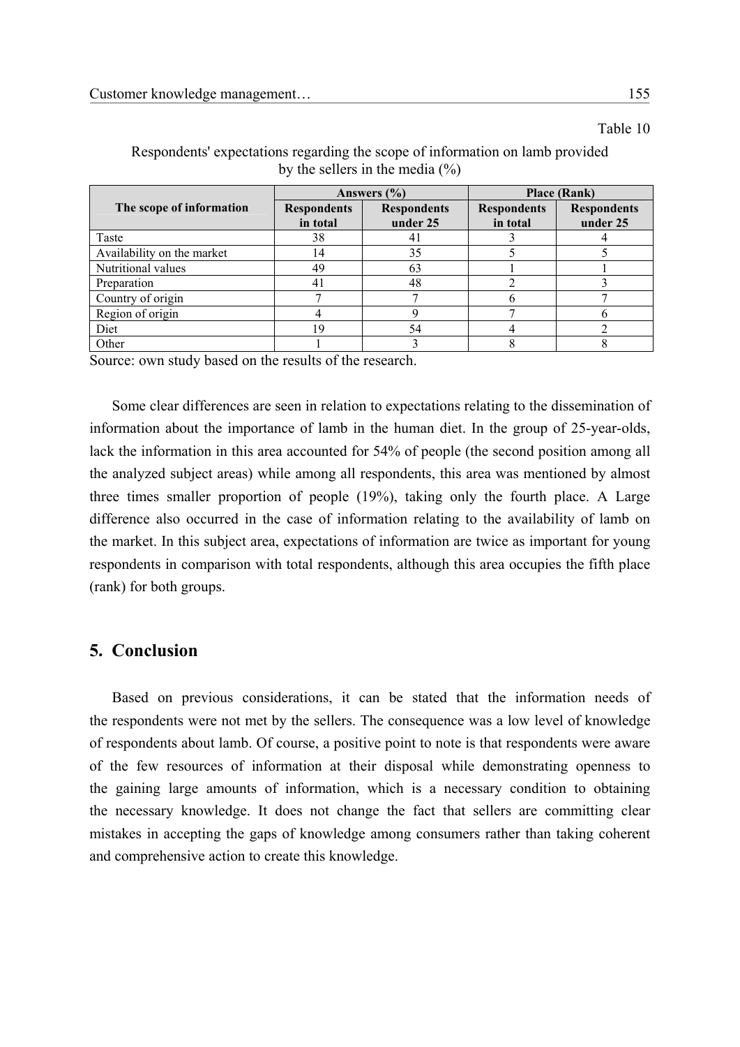Table 10

Respondents' expectations regarding the scope of information on lamb provided by the sellers in the media (%)

| The scope of information | Answers (%) | | Place (Rank) | |
|---|---|---|---|---|
| | Respondents in total | Respondents under 25 | Respondents in total | Respondents under 25 |
| Taste | 38 | 41 | 3 | 4 |
| Availability on the market | 14 | 35 | 5 | 5 |
| Nutritional values | 49 | 63 | 1 | 1 |
| Preparation | 41 | 48 | 2 | 3 |
| Country of origin | 7 | 7 | 6 | 7 |
| Region of origin | 4 | 9 | 7 | 6 |
| Diet | 19 | 54 | 4 | 2 |
| Other | 1 | 3 | 8 | 8 |

Source: own study based on the results of the research.

Some clear differences are seen in relation to expectations relating to the dissemination of information about the importance of lamb in the human diet. In the group of 25-year-olds, lack the information in this area accounted for 54% of people (the second position among all the analyzed subject areas) while among all respondents, this area was mentioned by almost three times smaller proportion of people (19%), taking only the fourth place. A Large difference also occurred in the case of information relating to the availability of lamb on the market. In this subject area, expectations of information are twice as important for young respondents in comparison with total respondents, although this area occupies the fifth place (rank) for both groups.

## 5. Conclusion

Based on previous considerations, it can be stated that the information needs of the respondents were not met by the sellers. The consequence was a low level of knowledge of respondents about lamb. Of course, a positive point to note is that respondents were aware of the few resources of information at their disposal while demonstrating openness to the gaining large amounts of information, which is a necessary condition to obtaining the necessary knowledge. It does not change the fact that sellers are committing clear mistakes in accepting the gaps of knowledge among consumers rather than taking coherent and comprehensive action to create this knowledge.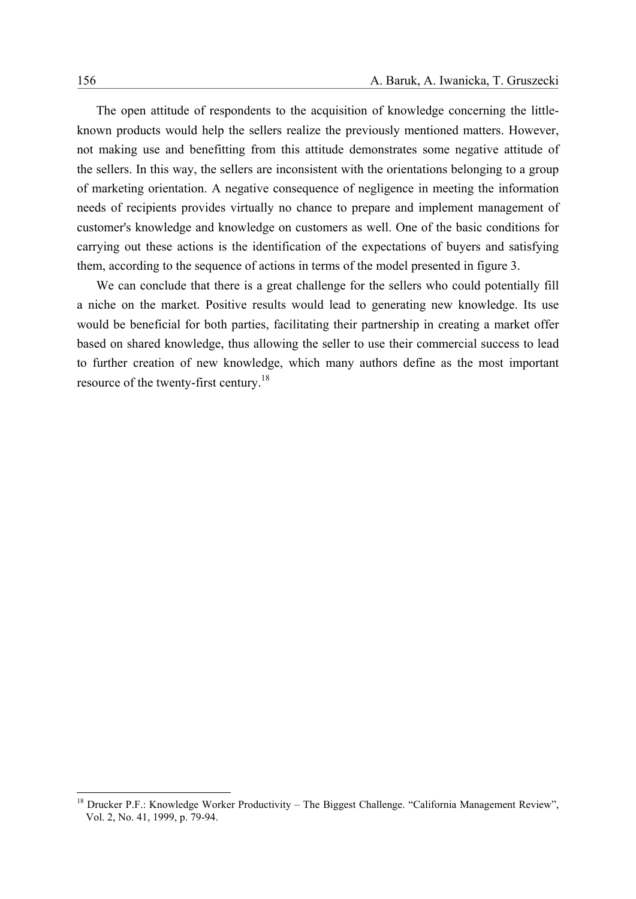The open attitude of respondents to the acquisition of knowledge concerning the little-known products would help the sellers realize the previously mentioned matters. However, not making use and benefitting from this attitude demonstrates some negative attitude of the sellers. In this way, the sellers are inconsistent with the orientations belonging to a group of marketing orientation. A negative consequence of negligence in meeting the information needs of recipients provides virtually no chance to prepare and implement management of customer's knowledge and knowledge on customers as well. One of the basic conditions for carrying out these actions is the identification of the expectations of buyers and satisfying them, according to the sequence of actions in terms of the model presented in figure 3.

We can conclude that there is a great challenge for the sellers who could potentially fill a niche on the market. Positive results would lead to generating new knowledge. Its use would be beneficial for both parties, facilitating their partnership in creating a market offer based on shared knowledge, thus allowing the seller to use their commercial success to lead to further creation of new knowledge, which many authors define as the most important resource of the twenty-first century.[18]

---

[18] Drucker P.F.: Knowledge Worker Productivity – The Biggest Challenge. "California Management Review", Vol. 2, No. 41, 1999, p. 79-94.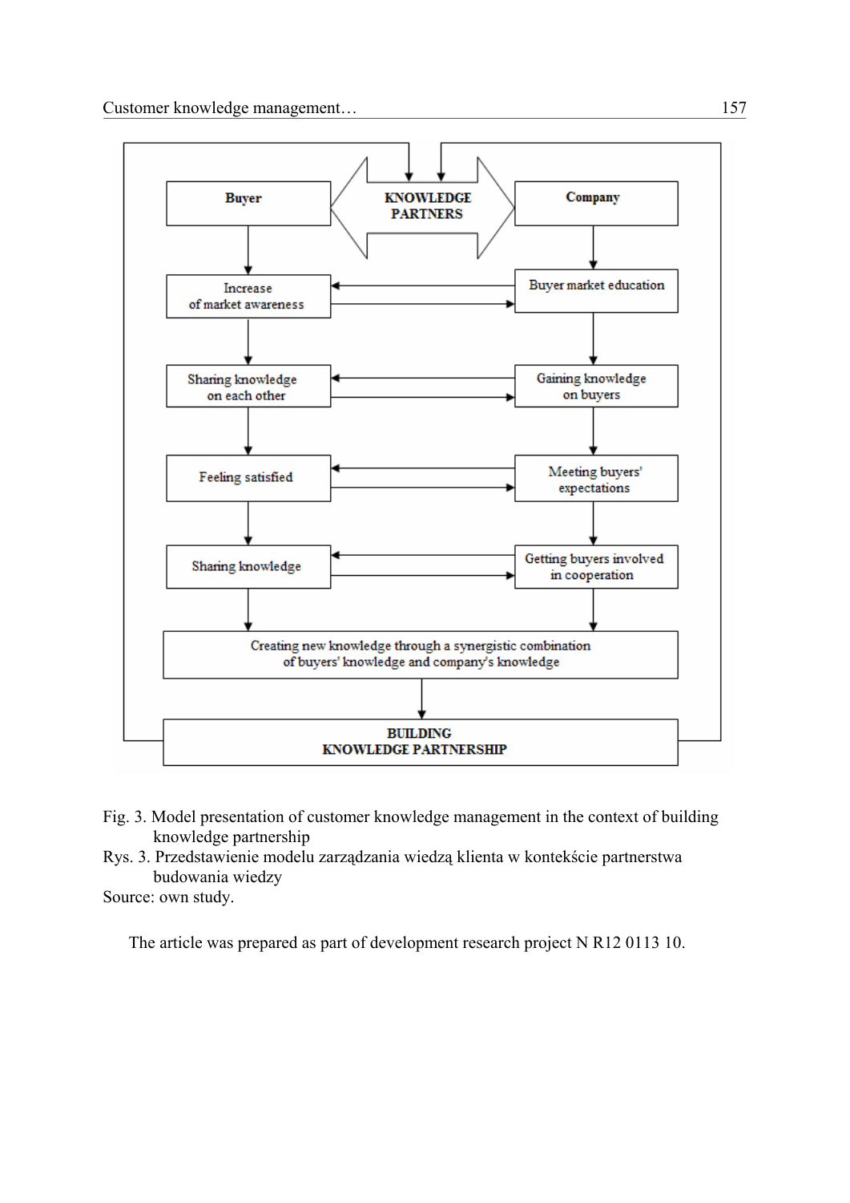Buyer — KNOWLEDGE PARTNERS — Company

| Buyer | Company |
| --- | --- |
| Increase of market awareness | Buyer market education |
| Sharing knowledge on each other | Gaining knowledge on buyers |
| Feeling satisfied | Meeting buyers' expectations |
| Sharing knowledge | Getting buyers involved in cooperation |

Creating new knowledge through a synergistic combination of buyers' knowledge and company's knowledge

BUILDING KNOWLEDGE PARTNERSHIP

Fig. 3. Model presentation of customer knowledge management in the context of building knowledge partnership

Rys. 3. Przedstawienie modelu zarządzania wiedzą klienta w kontekście partnerstwa budowania wiedzy

Source: own study.

The article was prepared as part of development research project N R12 0113 10.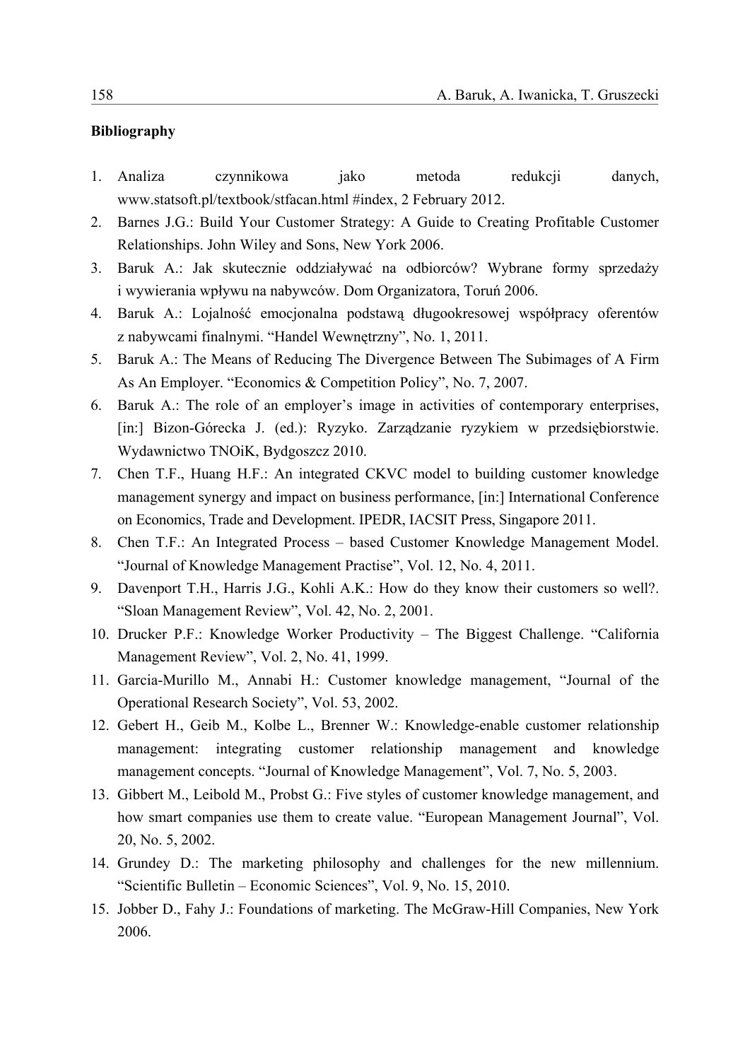**Bibliography**

1. Analiza czynnikowa jako metoda redukcji danych, www.statsoft.pl/textbook/stfacan.html #index, 2 February 2012.
2. Barnes J.G.: Build Your Customer Strategy: A Guide to Creating Profitable Customer Relationships. John Wiley and Sons, New York 2006.
3. Baruk A.: Jak skutecznie oddziaływać na odbiorców? Wybrane formy sprzedaży i wywierania wpływu na nabywców. Dom Organizatora, Toruń 2006.
4. Baruk A.: Lojalność emocjonalna podstawą długookresowej współpracy oferentów z nabywcami finalnymi. "Handel Wewnętrzny", No. 1, 2011.
5. Baruk A.: The Means of Reducing The Divergence Between The Subimages of A Firm As An Employer. "Economics & Competition Policy", No. 7, 2007.
6. Baruk A.: The role of an employer's image in activities of contemporary enterprises, [in:] Bizon-Górecka J. (ed.): Ryzyko. Zarządzanie ryzykiem w przedsiębiorstwie. Wydawnictwo TNOiK, Bydgoszcz 2010.
7. Chen T.F., Huang H.F.: An integrated CKVC model to building customer knowledge management synergy and impact on business performance, [in:] International Conference on Economics, Trade and Development. IPEDR, IACSIT Press, Singapore 2011.
8. Chen T.F.: An Integrated Process – based Customer Knowledge Management Model. "Journal of Knowledge Management Practise", Vol. 12, No. 4, 2011.
9. Davenport T.H., Harris J.G., Kohli A.K.: How do they know their customers so well?. "Sloan Management Review", Vol. 42, No. 2, 2001.
10. Drucker P.F.: Knowledge Worker Productivity – The Biggest Challenge. "California Management Review", Vol. 2, No. 41, 1999.
11. Garcia-Murillo M., Annabi H.: Customer knowledge management, "Journal of the Operational Research Society", Vol. 53, 2002.
12. Gebert H., Geib M., Kolbe L., Brenner W.: Knowledge-enable customer relationship management: integrating customer relationship management and knowledge management concepts. "Journal of Knowledge Management", Vol. 7, No. 5, 2003.
13. Gibbert M., Leibold M., Probst G.: Five styles of customer knowledge management, and how smart companies use them to create value. "European Management Journal", Vol. 20, No. 5, 2002.
14. Grundey D.: The marketing philosophy and challenges for the new millennium. "Scientific Bulletin – Economic Sciences", Vol. 9, No. 15, 2010.
15. Jobber D., Fahy J.: Foundations of marketing. The McGraw-Hill Companies, New York 2006.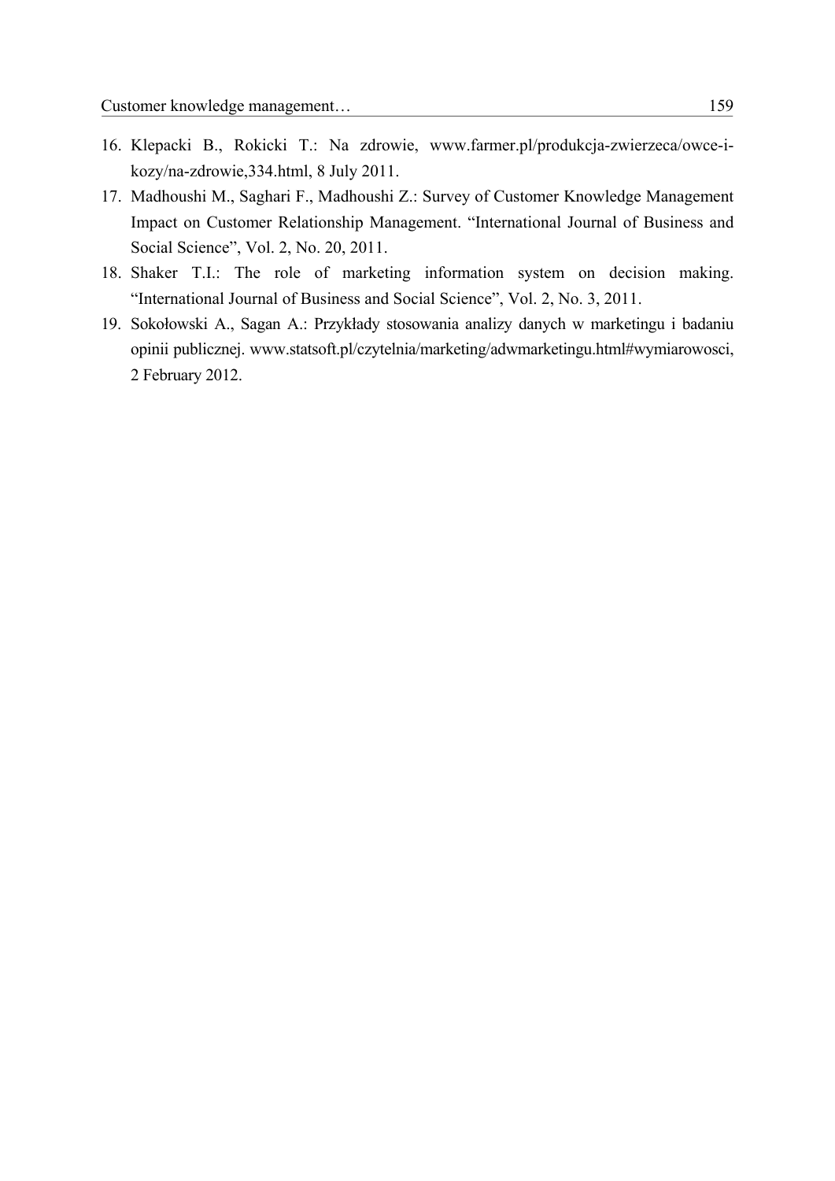16. Klepacki B., Rokicki T.: Na zdrowie, www.farmer.pl/produkcja-zwierzeca/owce-i-kozy/na-zdrowie,334.html, 8 July 2011.
17. Madhoushi M., Saghari F., Madhoushi Z.: Survey of Customer Knowledge Management Impact on Customer Relationship Management. "International Journal of Business and Social Science", Vol. 2, No. 20, 2011.
18. Shaker T.I.: The role of marketing information system on decision making. "International Journal of Business and Social Science", Vol. 2, No. 3, 2011.
19. Sokołowski A., Sagan A.: Przykłady stosowania analizy danych w marketingu i badaniu opinii publicznej. www.statsoft.pl/czytelnia/marketing/adwmarketingu.html#wymiarowosci, 2 February 2012.